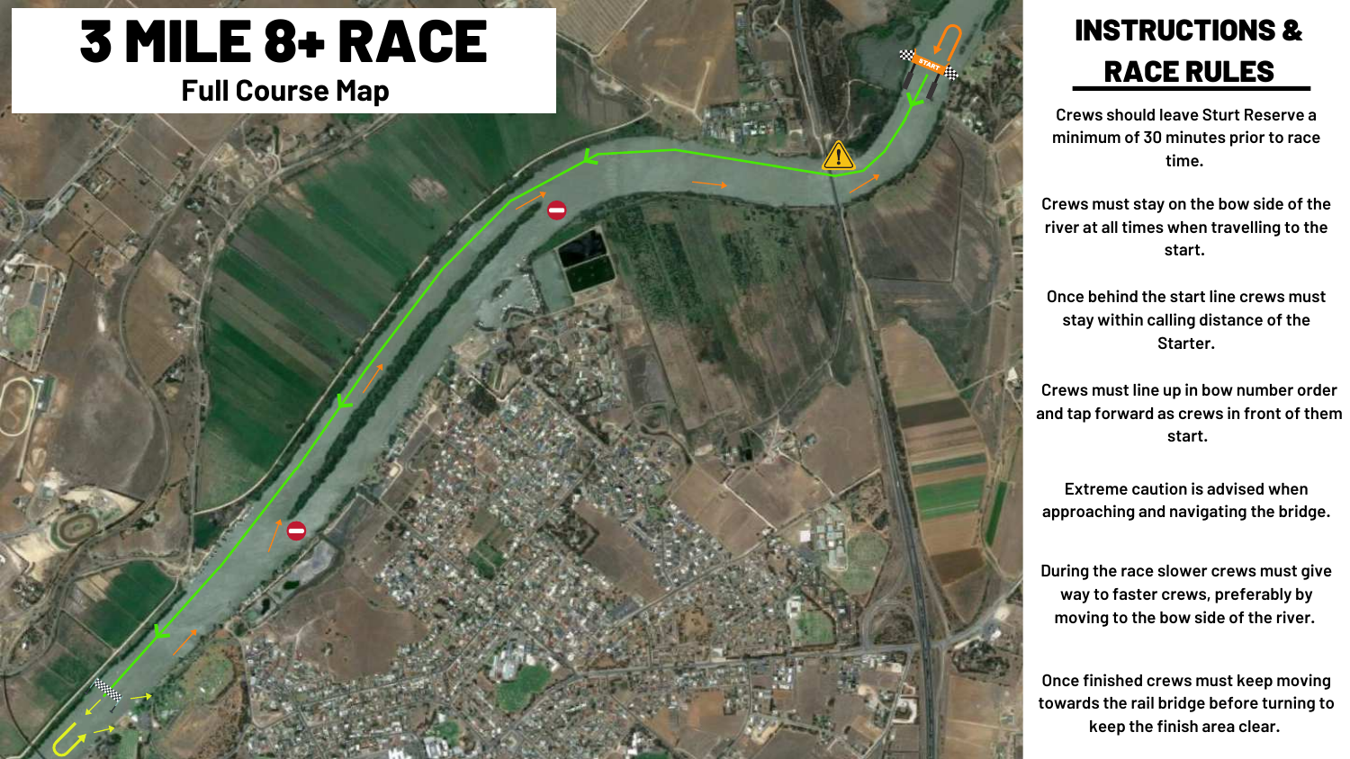# 3 MILE 8+ RACE

## Full Course Map

START

## INSTRUCTIONS & RACE RULES

Crews should leave Sturt Reserve a minimum of 30 minutes prior to race time.

Crews must stay on the bow side of the river at all times when travelling to the start.

Once behind the start line crews must stay within calling distance of the Starter.

Crews must line up in bow number order and tap forward as crews in front of them start.

Extreme caution is advised when approaching and navigating the bridge.

During the race slower crews must give way to faster crews, preferably by moving to the bow side of the river.

Once finished crews must keep moving towards the rail bridge before turning to keep the finish area clear.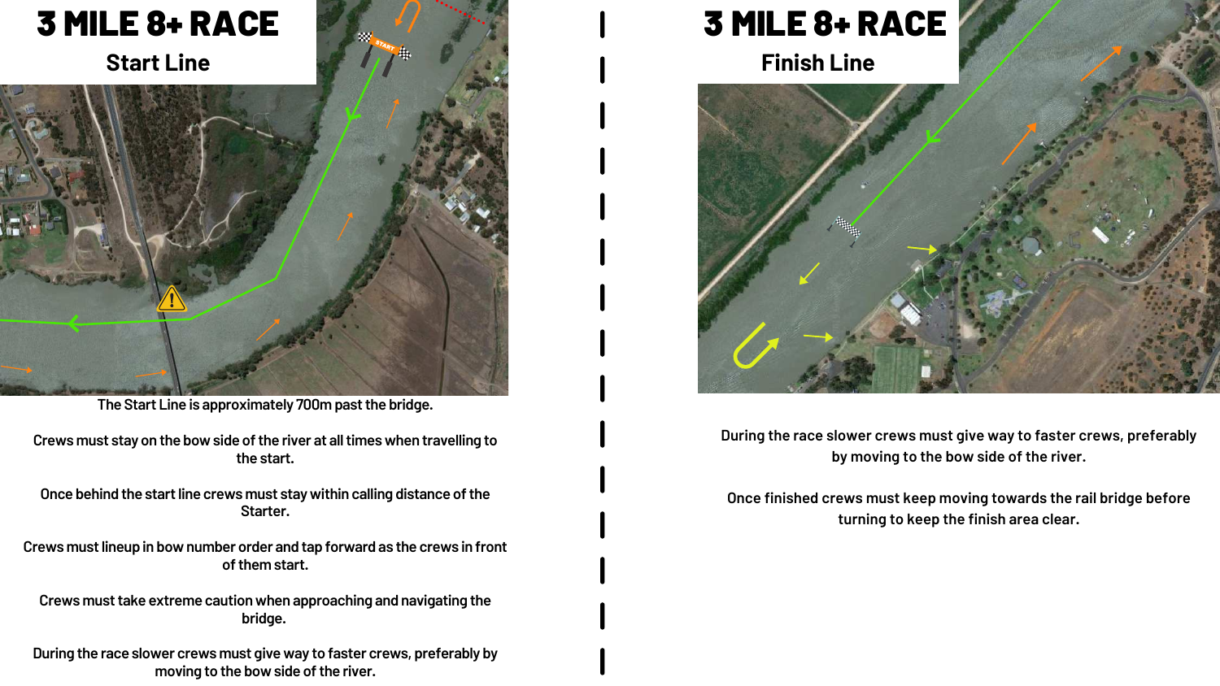# 3 MILE 8+ RACE

## Start Line

The Start Line is approximately 700m past the bridge.

Crews must stay on the bow side of the river at all times when travelling to the start.

Once behind the start line crews must stay within calling distance of the Starter.

Crews must lineup in bow number order and tap forward as the crews in front of them start.

Crews must take extreme caution when approaching and navigating the bridge.

During the race slower crews must give way to faster crews, preferably by moving to the bow side of the river.

# 3 MILE 8+ RACE

## Finish Line

During the race slower crews must give way to faster crews, preferably by moving to the bow side of the river.

Once finished crews must keep moving towards the rail bridge before turning to keep the finish area clear.